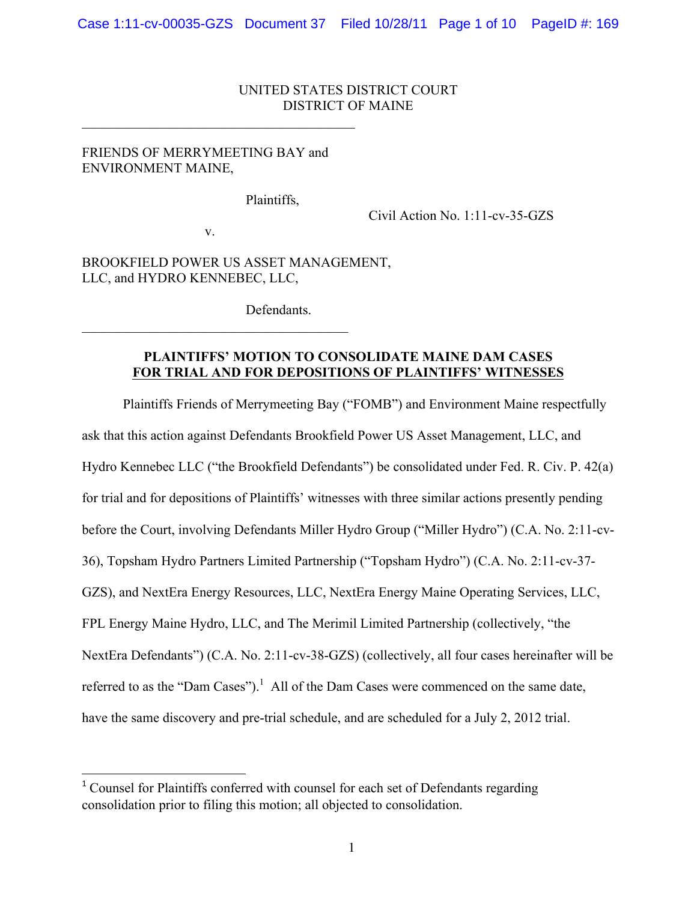UNITED STATES DISTRICT COURT
DISTRICT OF MAINE

---

FRIENDS OF MERRYMEETING BAY and
ENVIRONMENT MAINE,

Plaintiffs,

v.

Civil Action No. 1:11-cv-35-GZS

BROOKFIELD POWER US ASSET MANAGEMENT,
LLC, and HYDRO KENNEBEC, LLC,

Defendants.

---

**PLAINTIFFS' MOTION TO CONSOLIDATE MAINE DAM CASES FOR TRIAL AND FOR DEPOSITIONS OF PLAINTIFFS' WITNESSES**

Plaintiffs Friends of Merrymeeting Bay ("FOMB") and Environment Maine respectfully ask that this action against Defendants Brookfield Power US Asset Management, LLC, and Hydro Kennebec LLC ("the Brookfield Defendants") be consolidated under Fed. R. Civ. P. 42(a) for trial and for depositions of Plaintiffs' witnesses with three similar actions presently pending before the Court, involving Defendants Miller Hydro Group ("Miller Hydro") (C.A. No. 2:11-cv-36), Topsham Hydro Partners Limited Partnership ("Topsham Hydro") (C.A. No. 2:11-cv-37-GZS), and NextEra Energy Resources, LLC, NextEra Energy Maine Operating Services, LLC, FPL Energy Maine Hydro, LLC, and The Merimil Limited Partnership (collectively, "the NextEra Defendants") (C.A. No. 2:11-cv-38-GZS) (collectively, all four cases hereinafter will be referred to as the "Dam Cases").[1] All of the Dam Cases were commenced on the same date, have the same discovery and pre-trial schedule, and are scheduled for a July 2, 2012 trial.

---

[1] Counsel for Plaintiffs conferred with counsel for each set of Defendants regarding consolidation prior to filing this motion; all objected to consolidation.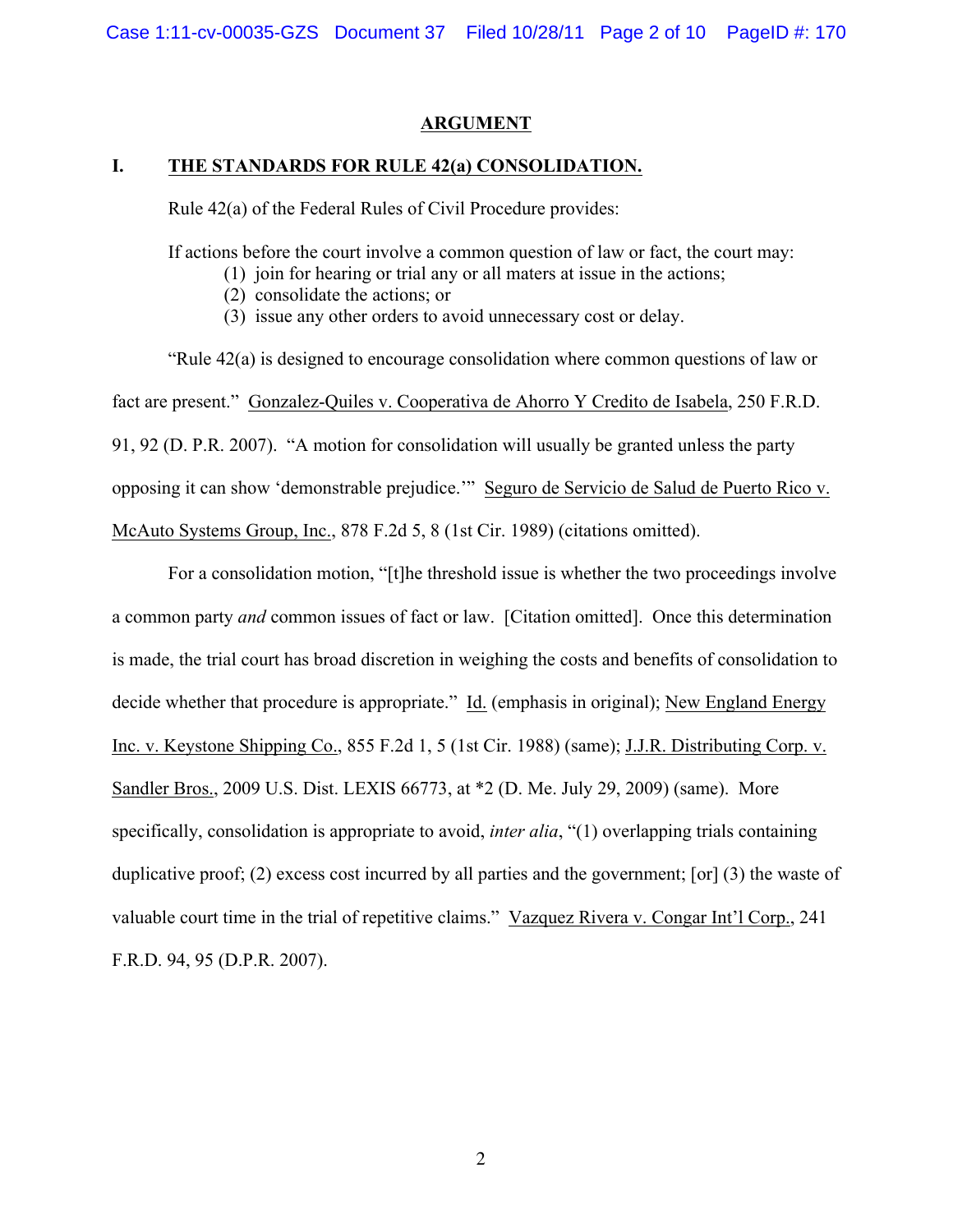## ARGUMENT

### I. THE STANDARDS FOR RULE 42(a) CONSOLIDATION.

Rule 42(a) of the Federal Rules of Civil Procedure provides:

> If actions before the court involve a common question of law or fact, the court may:
> (1) join for hearing or trial any or all maters at issue in the actions;
> (2) consolidate the actions; or
> (3) issue any other orders to avoid unnecessary cost or delay.

"Rule 42(a) is designed to encourage consolidation where common questions of law or fact are present." Gonzalez-Quiles v. Cooperativa de Ahorro Y Credito de Isabela, 250 F.R.D. 91, 92 (D. P.R. 2007). "A motion for consolidation will usually be granted unless the party opposing it can show 'demonstrable prejudice.'" Seguro de Servicio de Salud de Puerto Rico v. McAuto Systems Group, Inc., 878 F.2d 5, 8 (1st Cir. 1989) (citations omitted).

For a consolidation motion, "[t]he threshold issue is whether the two proceedings involve a common party *and* common issues of fact or law. [Citation omitted]. Once this determination is made, the trial court has broad discretion in weighing the costs and benefits of consolidation to decide whether that procedure is appropriate." Id. (emphasis in original); New England Energy Inc. v. Keystone Shipping Co., 855 F.2d 1, 5 (1st Cir. 1988) (same); J.J.R. Distributing Corp. v. Sandler Bros., 2009 U.S. Dist. LEXIS 66773, at *2 (D. Me. July 29, 2009) (same). More specifically, consolidation is appropriate to avoid, *inter alia*, "(1) overlapping trials containing duplicative proof; (2) excess cost incurred by all parties and the government; [or] (3) the waste of valuable court time in the trial of repetitive claims." Vazquez Rivera v. Congar Int'l Corp., 241 F.R.D. 94, 95 (D.P.R. 2007).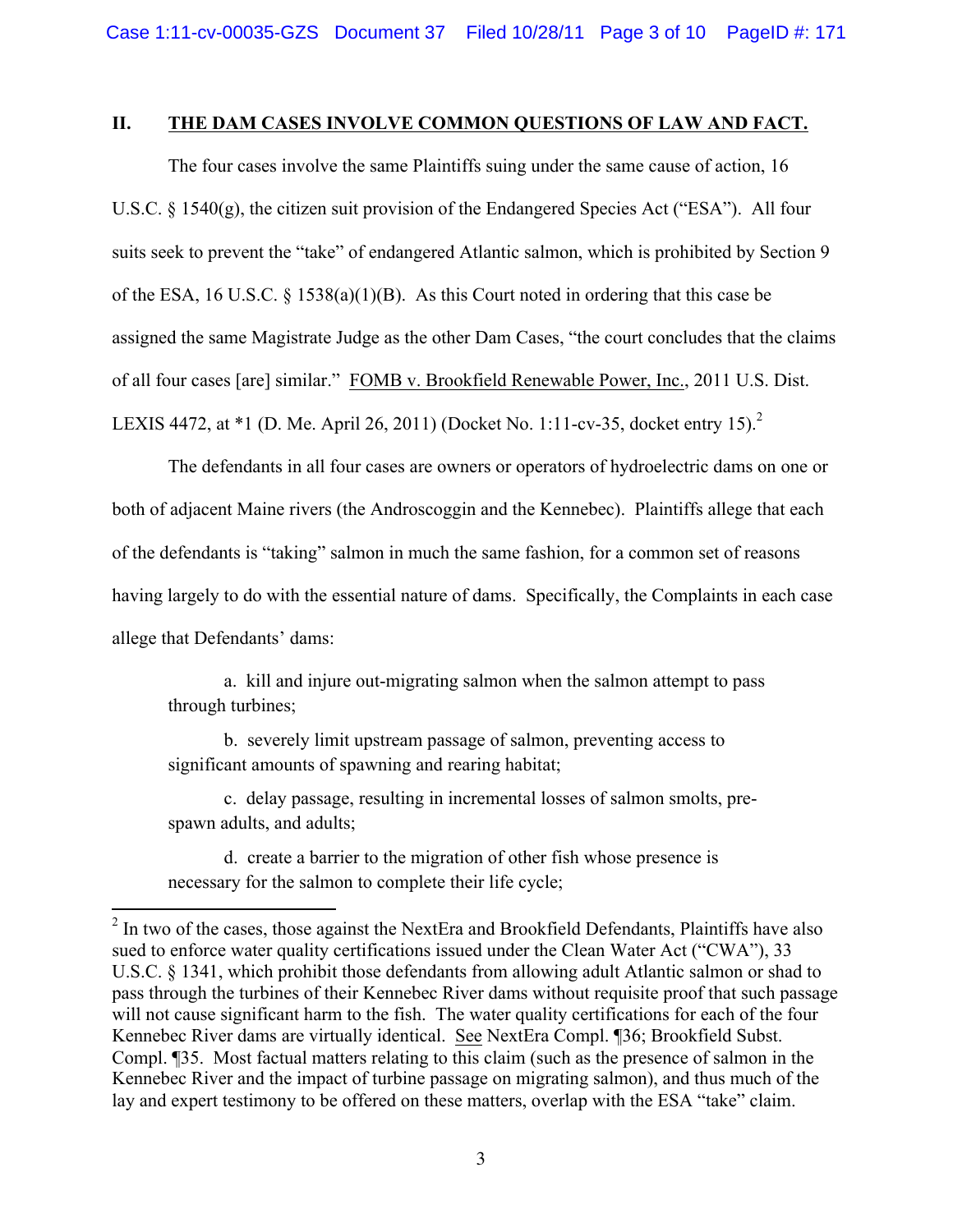## II. THE DAM CASES INVOLVE COMMON QUESTIONS OF LAW AND FACT.

The four cases involve the same Plaintiffs suing under the same cause of action, 16 U.S.C. § 1540(g), the citizen suit provision of the Endangered Species Act ("ESA"). All four suits seek to prevent the "take" of endangered Atlantic salmon, which is prohibited by Section 9 of the ESA, 16 U.S.C. § 1538(a)(1)(B). As this Court noted in ordering that this case be assigned the same Magistrate Judge as the other Dam Cases, "the court concludes that the claims of all four cases [are] similar." FOMB v. Brookfield Renewable Power, Inc., 2011 U.S. Dist. LEXIS 4472, at *1 (D. Me. April 26, 2011) (Docket No. 1:11-cv-35, docket entry 15).[2]

The defendants in all four cases are owners or operators of hydroelectric dams on one or both of adjacent Maine rivers (the Androscoggin and the Kennebec). Plaintiffs allege that each of the defendants is "taking" salmon in much the same fashion, for a common set of reasons having largely to do with the essential nature of dams. Specifically, the Complaints in each case allege that Defendants' dams:

a. kill and injure out-migrating salmon when the salmon attempt to pass through turbines;

b. severely limit upstream passage of salmon, preventing access to significant amounts of spawning and rearing habitat;

c. delay passage, resulting in incremental losses of salmon smolts, pre-spawn adults, and adults;

d. create a barrier to the migration of other fish whose presence is necessary for the salmon to complete their life cycle;

---

[2] In two of the cases, those against the NextEra and Brookfield Defendants, Plaintiffs have also sued to enforce water quality certifications issued under the Clean Water Act ("CWA"), 33 U.S.C. § 1341, which prohibit those defendants from allowing adult Atlantic salmon or shad to pass through the turbines of their Kennebec River dams without requisite proof that such passage will not cause significant harm to the fish. The water quality certifications for each of the four Kennebec River dams are virtually identical. See NextEra Compl. ¶36; Brookfield Subst. Compl. ¶35. Most factual matters relating to this claim (such as the presence of salmon in the Kennebec River and the impact of turbine passage on migrating salmon), and thus much of the lay and expert testimony to be offered on these matters, overlap with the ESA "take" claim.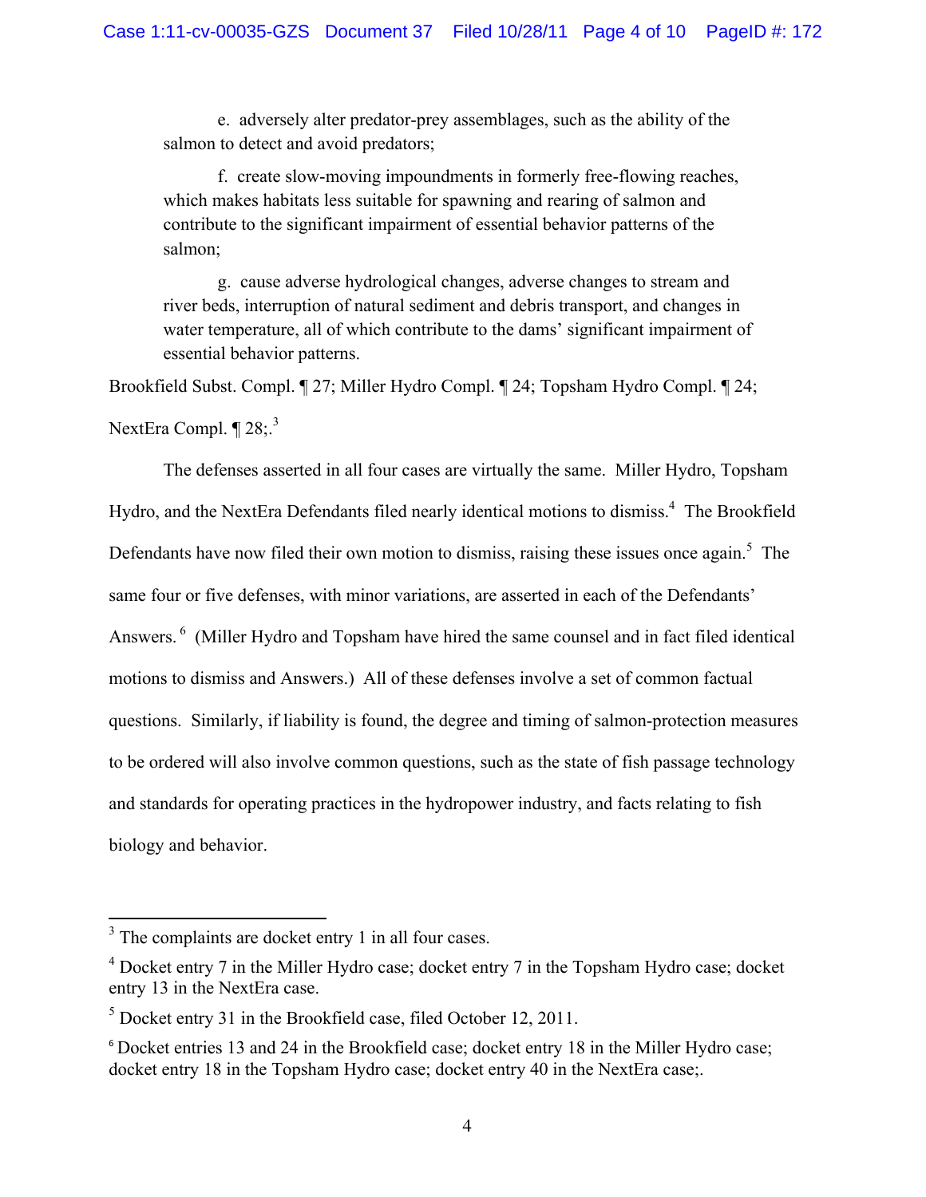e. adversely alter predator-prey assemblages, such as the ability of the salmon to detect and avoid predators;

f. create slow-moving impoundments in formerly free-flowing reaches, which makes habitats less suitable for spawning and rearing of salmon and contribute to the significant impairment of essential behavior patterns of the salmon;

g. cause adverse hydrological changes, adverse changes to stream and river beds, interruption of natural sediment and debris transport, and changes in water temperature, all of which contribute to the dams' significant impairment of essential behavior patterns.

Brookfield Subst. Compl. ¶ 27; Miller Hydro Compl. ¶ 24; Topsham Hydro Compl. ¶ 24; NextEra Compl. ¶ 28;.[3]

The defenses asserted in all four cases are virtually the same. Miller Hydro, Topsham Hydro, and the NextEra Defendants filed nearly identical motions to dismiss.[4] The Brookfield Defendants have now filed their own motion to dismiss, raising these issues once again.[5] The same four or five defenses, with minor variations, are asserted in each of the Defendants' Answers.[6] (Miller Hydro and Topsham have hired the same counsel and in fact filed identical motions to dismiss and Answers.) All of these defenses involve a set of common factual questions. Similarly, if liability is found, the degree and timing of salmon-protection measures to be ordered will also involve common questions, such as the state of fish passage technology and standards for operating practices in the hydropower industry, and facts relating to fish biology and behavior.

---

[3] The complaints are docket entry 1 in all four cases.

[4] Docket entry 7 in the Miller Hydro case; docket entry 7 in the Topsham Hydro case; docket entry 13 in the NextEra case.

[5] Docket entry 31 in the Brookfield case, filed October 12, 2011.

[6] Docket entries 13 and 24 in the Brookfield case; docket entry 18 in the Miller Hydro case; docket entry 18 in the Topsham Hydro case; docket entry 40 in the NextEra case;.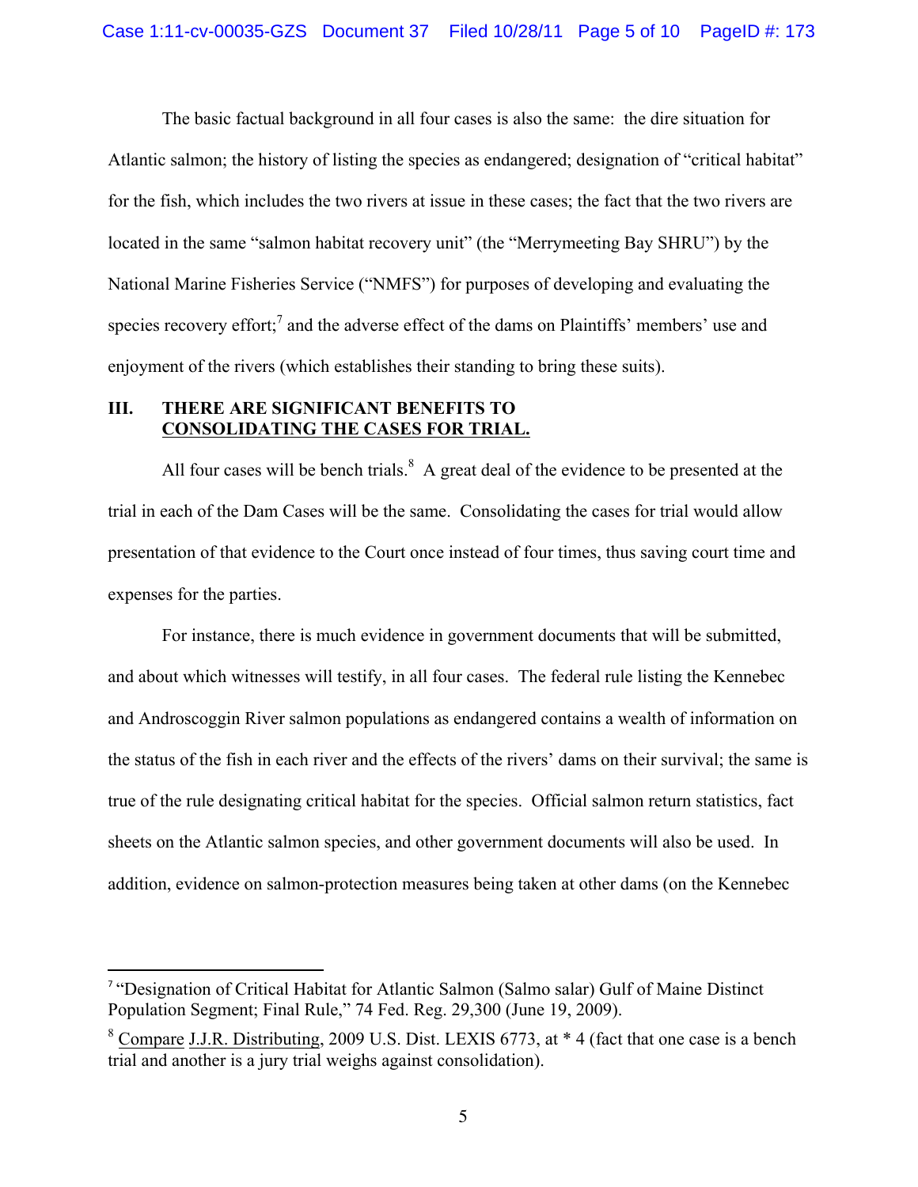The basic factual background in all four cases is also the same: the dire situation for Atlantic salmon; the history of listing the species as endangered; designation of "critical habitat" for the fish, which includes the two rivers at issue in these cases; the fact that the two rivers are located in the same "salmon habitat recovery unit" (the "Merrymeeting Bay SHRU") by the National Marine Fisheries Service ("NMFS") for purposes of developing and evaluating the species recovery effort;[7] and the adverse effect of the dams on Plaintiffs' members' use and enjoyment of the rivers (which establishes their standing to bring these suits).

## III. THERE ARE SIGNIFICANT BENEFITS TO CONSOLIDATING THE CASES FOR TRIAL.

All four cases will be bench trials.[8] A great deal of the evidence to be presented at the trial in each of the Dam Cases will be the same. Consolidating the cases for trial would allow presentation of that evidence to the Court once instead of four times, thus saving court time and expenses for the parties.

For instance, there is much evidence in government documents that will be submitted, and about which witnesses will testify, in all four cases. The federal rule listing the Kennebec and Androscoggin River salmon populations as endangered contains a wealth of information on the status of the fish in each river and the effects of the rivers' dams on their survival; the same is true of the rule designating critical habitat for the species. Official salmon return statistics, fact sheets on the Atlantic salmon species, and other government documents will also be used. In addition, evidence on salmon-protection measures being taken at other dams (on the Kennebec

---

[7] "Designation of Critical Habitat for Atlantic Salmon (Salmo salar) Gulf of Maine Distinct Population Segment; Final Rule," 74 Fed. Reg. 29,300 (June 19, 2009).

[8] Compare J.J.R. Distributing, 2009 U.S. Dist. LEXIS 6773, at * 4 (fact that one case is a bench trial and another is a jury trial weighs against consolidation).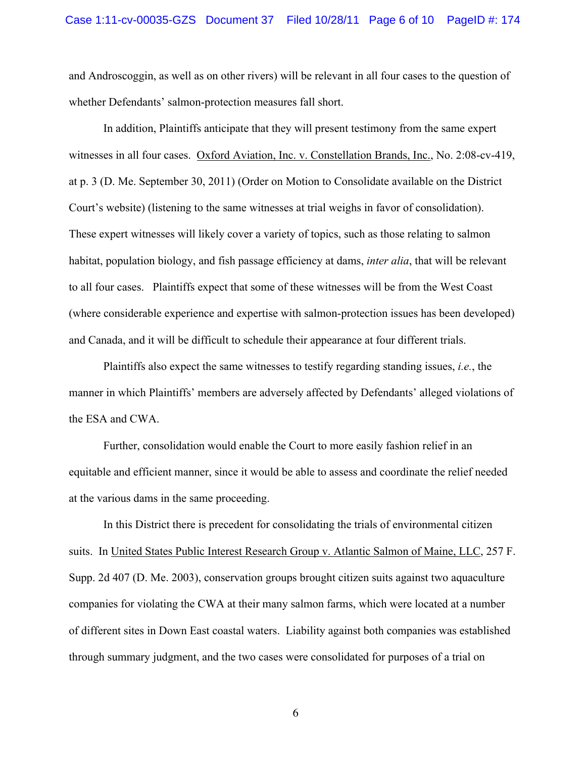and Androscoggin, as well as on other rivers) will be relevant in all four cases to the question of whether Defendants' salmon-protection measures fall short.

In addition, Plaintiffs anticipate that they will present testimony from the same expert witnesses in all four cases. Oxford Aviation, Inc. v. Constellation Brands, Inc., No. 2:08-cv-419, at p. 3 (D. Me. September 30, 2011) (Order on Motion to Consolidate available on the District Court's website) (listening to the same witnesses at trial weighs in favor of consolidation). These expert witnesses will likely cover a variety of topics, such as those relating to salmon habitat, population biology, and fish passage efficiency at dams, *inter alia*, that will be relevant to all four cases. Plaintiffs expect that some of these witnesses will be from the West Coast (where considerable experience and expertise with salmon-protection issues has been developed) and Canada, and it will be difficult to schedule their appearance at four different trials.

Plaintiffs also expect the same witnesses to testify regarding standing issues, *i.e.*, the manner in which Plaintiffs' members are adversely affected by Defendants' alleged violations of the ESA and CWA.

Further, consolidation would enable the Court to more easily fashion relief in an equitable and efficient manner, since it would be able to assess and coordinate the relief needed at the various dams in the same proceeding.

In this District there is precedent for consolidating the trials of environmental citizen suits. In United States Public Interest Research Group v. Atlantic Salmon of Maine, LLC, 257 F. Supp. 2d 407 (D. Me. 2003), conservation groups brought citizen suits against two aquaculture companies for violating the CWA at their many salmon farms, which were located at a number of different sites in Down East coastal waters. Liability against both companies was established through summary judgment, and the two cases were consolidated for purposes of a trial on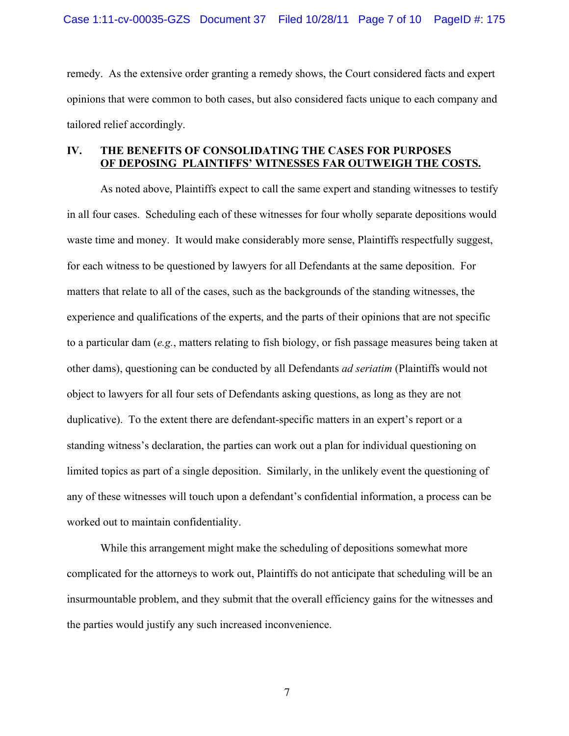remedy. As the extensive order granting a remedy shows, the Court considered facts and expert opinions that were common to both cases, but also considered facts unique to each company and tailored relief accordingly.

## IV. THE BENEFITS OF CONSOLIDATING THE CASES FOR PURPOSES OF DEPOSING PLAINTIFFS' WITNESSES FAR OUTWEIGH THE COSTS.

As noted above, Plaintiffs expect to call the same expert and standing witnesses to testify in all four cases. Scheduling each of these witnesses for four wholly separate depositions would waste time and money. It would make considerably more sense, Plaintiffs respectfully suggest, for each witness to be questioned by lawyers for all Defendants at the same deposition. For matters that relate to all of the cases, such as the backgrounds of the standing witnesses, the experience and qualifications of the experts, and the parts of their opinions that are not specific to a particular dam (*e.g.*, matters relating to fish biology, or fish passage measures being taken at other dams), questioning can be conducted by all Defendants *ad seriatim* (Plaintiffs would not object to lawyers for all four sets of Defendants asking questions, as long as they are not duplicative). To the extent there are defendant-specific matters in an expert's report or a standing witness's declaration, the parties can work out a plan for individual questioning on limited topics as part of a single deposition. Similarly, in the unlikely event the questioning of any of these witnesses will touch upon a defendant's confidential information, a process can be worked out to maintain confidentiality.

While this arrangement might make the scheduling of depositions somewhat more complicated for the attorneys to work out, Plaintiffs do not anticipate that scheduling will be an insurmountable problem, and they submit that the overall efficiency gains for the witnesses and the parties would justify any such increased inconvenience.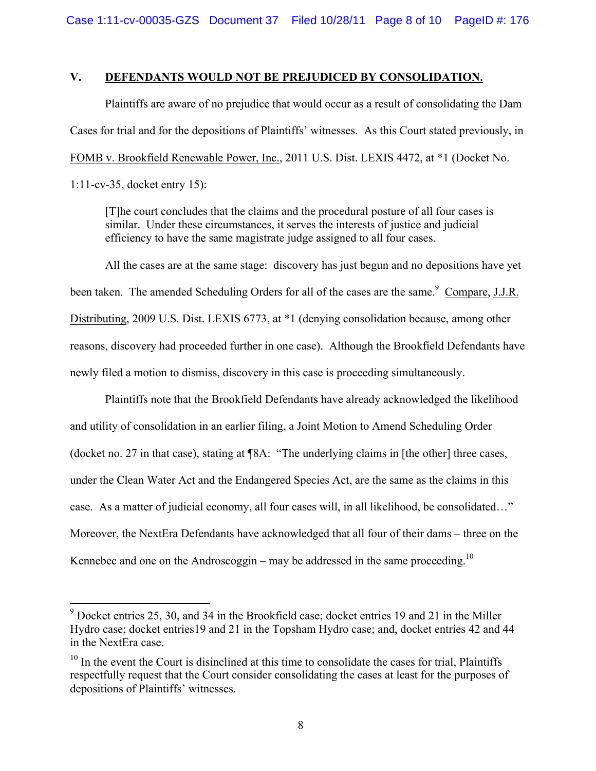## V. DEFENDANTS WOULD NOT BE PREJUDICED BY CONSOLIDATION.

Plaintiffs are aware of no prejudice that would occur as a result of consolidating the Dam Cases for trial and for the depositions of Plaintiffs' witnesses. As this Court stated previously, in FOMB v. Brookfield Renewable Power, Inc., 2011 U.S. Dist. LEXIS 4472, at *1 (Docket No. 1:11-cv-35, docket entry 15):

> [T]he court concludes that the claims and the procedural posture of all four cases is similar. Under these circumstances, it serves the interests of justice and judicial efficiency to have the same magistrate judge assigned to all four cases.

All the cases are at the same stage: discovery has just begun and no depositions have yet been taken. The amended Scheduling Orders for all of the cases are the same.[9] Compare, J.J.R. Distributing, 2009 U.S. Dist. LEXIS 6773, at *1 (denying consolidation because, among other reasons, discovery had proceeded further in one case). Although the Brookfield Defendants have newly filed a motion to dismiss, discovery in this case is proceeding simultaneously.

Plaintiffs note that the Brookfield Defendants have already acknowledged the likelihood and utility of consolidation in an earlier filing, a Joint Motion to Amend Scheduling Order (docket no. 27 in that case), stating at ¶8A: "The underlying claims in [the other] three cases, under the Clean Water Act and the Endangered Species Act, are the same as the claims in this case. As a matter of judicial economy, all four cases will, in all likelihood, be consolidated…" Moreover, the NextEra Defendants have acknowledged that all four of their dams – three on the Kennebec and one on the Androscoggin – may be addressed in the same proceeding.[10]

---

[9] Docket entries 25, 30, and 34 in the Brookfield case; docket entries 19 and 21 in the Miller Hydro case; docket entries19 and 21 in the Topsham Hydro case; and, docket entries 42 and 44 in the NextEra case.

[10] In the event the Court is disinclined at this time to consolidate the cases for trial, Plaintiffs respectfully request that the Court consider consolidating the cases at least for the purposes of depositions of Plaintiffs' witnesses.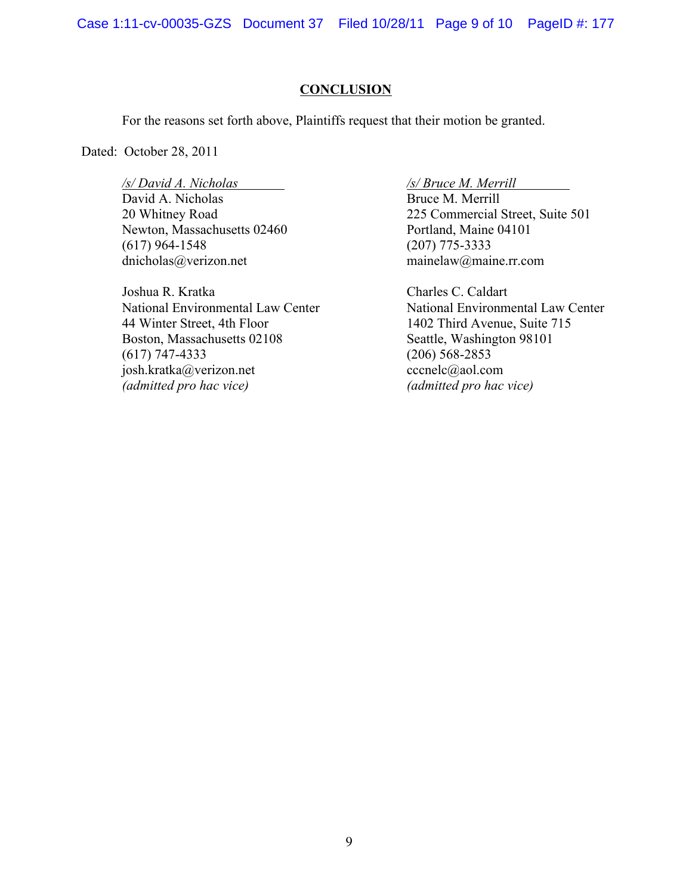## CONCLUSION

For the reasons set forth above, Plaintiffs request that their motion be granted.

Dated: October 28, 2011

*/s/ David A. Nicholas*
David A. Nicholas
20 Whitney Road
Newton, Massachusetts 02460
(617) 964-1548
dnicholas@verizon.net

Joshua R. Kratka
National Environmental Law Center
44 Winter Street, 4th Floor
Boston, Massachusetts 02108
(617) 747-4333
josh.kratka@verizon.net
*(admitted pro hac vice)*

*/s/ Bruce M. Merrill*
Bruce M. Merrill
225 Commercial Street, Suite 501
Portland, Maine 04101
(207) 775-3333
mainelaw@maine.rr.com

Charles C. Caldart
National Environmental Law Center
1402 Third Avenue, Suite 715
Seattle, Washington 98101
(206) 568-2853
cccnelc@aol.com
*(admitted pro hac vice)*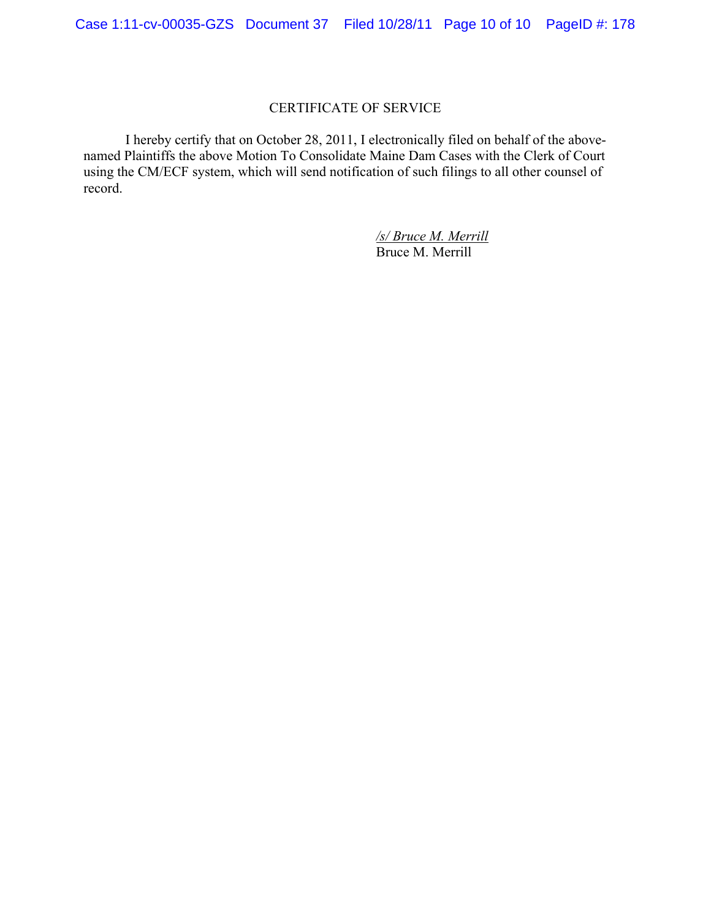## CERTIFICATE OF SERVICE

I hereby certify that on October 28, 2011, I electronically filed on behalf of the above-named Plaintiffs the above Motion To Consolidate Maine Dam Cases with the Clerk of Court using the CM/ECF system, which will send notification of such filings to all other counsel of record.

*/s/ Bruce M. Merrill*
Bruce M. Merrill